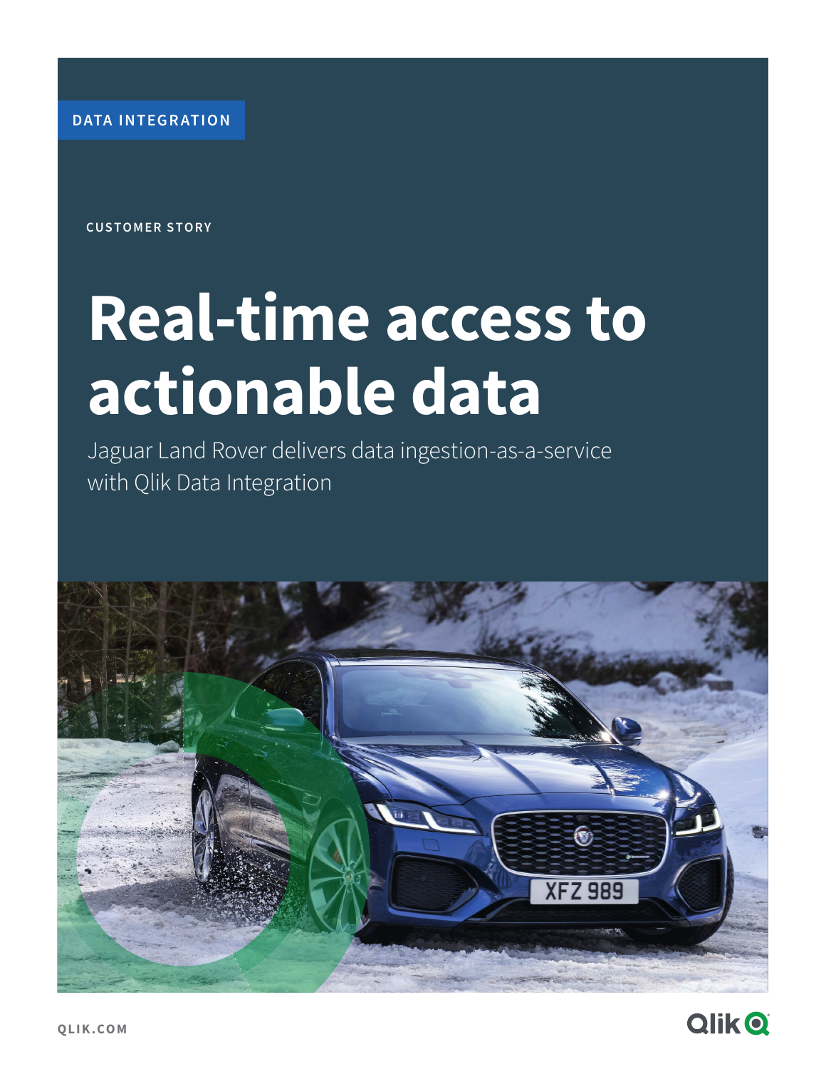DATA INTEGRATION

CUSTOMER STORY

# Real-time access to actionable data

Jaguar Land Rover delivers data ingestion-as-a-service with Qlik Data Integration

QLIK.COM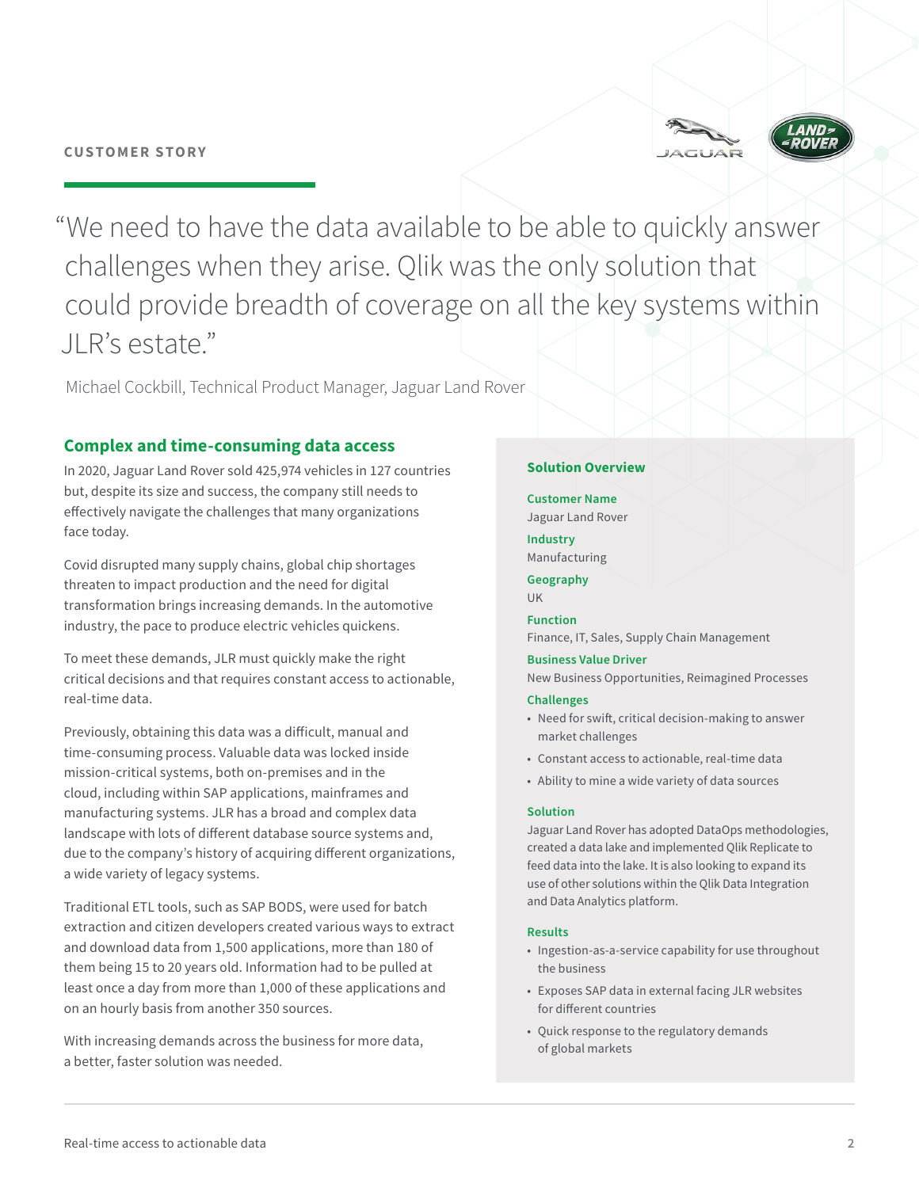CUSTOMER STORY

> “We need to have the data available to be able to quickly answer challenges when they arise. Qlik was the only solution that could provide breadth of coverage on all the key systems within JLR’s estate.”

Michael Cockbill, Technical Product Manager, Jaguar Land Rover

## Complex and time-consuming data access

In 2020, Jaguar Land Rover sold 425,974 vehicles in 127 countries but, despite its size and success, the company still needs to effectively navigate the challenges that many organizations face today.

Covid disrupted many supply chains, global chip shortages threaten to impact production and the need for digital transformation brings increasing demands. In the automotive industry, the pace to produce electric vehicles quickens.

To meet these demands, JLR must quickly make the right critical decisions and that requires constant access to actionable, real-time data.

Previously, obtaining this data was a difficult, manual and time-consuming process. Valuable data was locked inside mission-critical systems, both on-premises and in the cloud, including within SAP applications, mainframes and manufacturing systems. JLR has a broad and complex data landscape with lots of different database source systems and, due to the company’s history of acquiring different organizations, a wide variety of legacy systems.

Traditional ETL tools, such as SAP BODS, were used for batch extraction and citizen developers created various ways to extract and download data from 1,500 applications, more than 180 of them being 15 to 20 years old. Information had to be pulled at least once a day from more than 1,000 of these applications and on an hourly basis from another 350 sources.

With increasing demands across the business for more data, a better, faster solution was needed.

### Solution Overview

**Customer Name**
Jaguar Land Rover

**Industry**
Manufacturing

**Geography**
UK

**Function**
Finance, IT, Sales, Supply Chain Management

**Business Value Driver**
New Business Opportunities, Reimagined Processes

**Challenges**

- Need for swift, critical decision-making to answer market challenges
- Constant access to actionable, real-time data
- Ability to mine a wide variety of data sources

**Solution**
Jaguar Land Rover has adopted DataOps methodologies, created a data lake and implemented Qlik Replicate to feed data into the lake. It is also looking to expand its use of other solutions within the Qlik Data Integration and Data Analytics platform.

**Results**

- Ingestion-as-a-service capability for use throughout the business
- Exposes SAP data in external facing JLR websites for different countries
- Quick response to the regulatory demands of global markets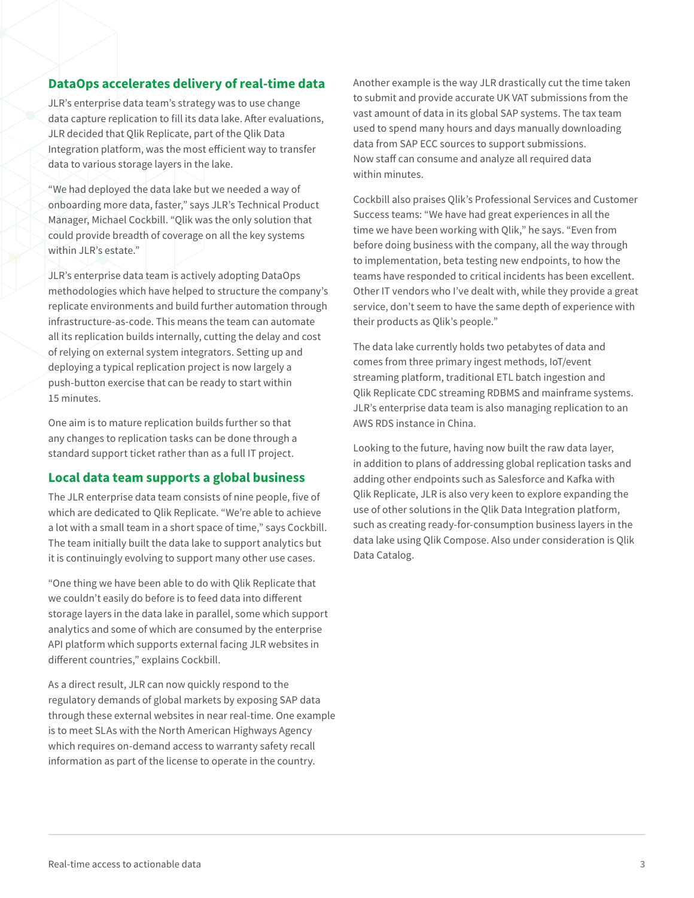## DataOps accelerates delivery of real-time data

JLR's enterprise data team's strategy was to use change data capture replication to fill its data lake. After evaluations, JLR decided that Qlik Replicate, part of the Qlik Data Integration platform, was the most efficient way to transfer data to various storage layers in the lake.

"We had deployed the data lake but we needed a way of onboarding more data, faster," says JLR's Technical Product Manager, Michael Cockbill. "Qlik was the only solution that could provide breadth of coverage on all the key systems within JLR's estate."

JLR's enterprise data team is actively adopting DataOps methodologies which have helped to structure the company's replicate environments and build further automation through infrastructure-as-code. This means the team can automate all its replication builds internally, cutting the delay and cost of relying on external system integrators. Setting up and deploying a typical replication project is now largely a push-button exercise that can be ready to start within 15 minutes.

One aim is to mature replication builds further so that any changes to replication tasks can be done through a standard support ticket rather than as a full IT project.

## Local data team supports a global business

The JLR enterprise data team consists of nine people, five of which are dedicated to Qlik Replicate. "We're able to achieve a lot with a small team in a short space of time," says Cockbill. The team initially built the data lake to support analytics but it is continuingly evolving to support many other use cases.

"One thing we have been able to do with Qlik Replicate that we couldn't easily do before is to feed data into different storage layers in the data lake in parallel, some which support analytics and some of which are consumed by the enterprise API platform which supports external facing JLR websites in different countries," explains Cockbill.

As a direct result, JLR can now quickly respond to the regulatory demands of global markets by exposing SAP data through these external websites in near real-time. One example is to meet SLAs with the North American Highways Agency which requires on-demand access to warranty safety recall information as part of the license to operate in the country.

Another example is the way JLR drastically cut the time taken to submit and provide accurate UK VAT submissions from the vast amount of data in its global SAP systems. The tax team used to spend many hours and days manually downloading data from SAP ECC sources to support submissions. Now staff can consume and analyze all required data within minutes.

Cockbill also praises Qlik's Professional Services and Customer Success teams: "We have had great experiences in all the time we have been working with Qlik," he says. "Even from before doing business with the company, all the way through to implementation, beta testing new endpoints, to how the teams have responded to critical incidents has been excellent. Other IT vendors who I've dealt with, while they provide a great service, don't seem to have the same depth of experience with their products as Qlik's people."

The data lake currently holds two petabytes of data and comes from three primary ingest methods, IoT/event streaming platform, traditional ETL batch ingestion and Qlik Replicate CDC streaming RDBMS and mainframe systems. JLR's enterprise data team is also managing replication to an AWS RDS instance in China.

Looking to the future, having now built the raw data layer, in addition to plans of addressing global replication tasks and adding other endpoints such as Salesforce and Kafka with Qlik Replicate, JLR is also very keen to explore expanding the use of other solutions in the Qlik Data Integration platform, such as creating ready-for-consumption business layers in the data lake using Qlik Compose. Also under consideration is Qlik Data Catalog.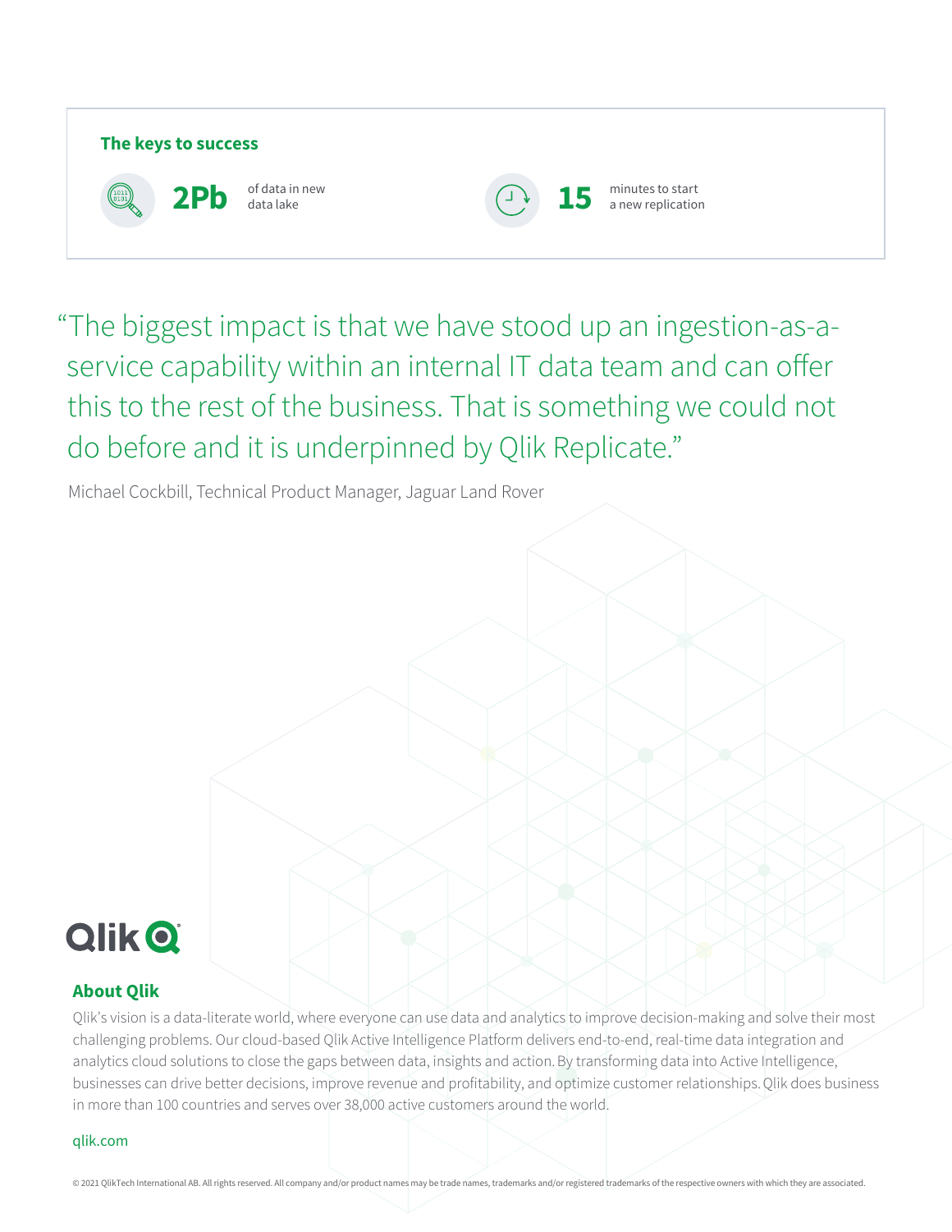### The keys to success

**2Pb** of data in new data lake

**15** minutes to start a new replication

> "The biggest impact is that we have stood up an ingestion-as-a-service capability within an internal IT data team and can offer this to the rest of the business. That is something we could not do before and it is underpinned by Qlik Replicate."

Michael Cockbill, Technical Product Manager, Jaguar Land Rover

Qlik

## About Qlik

Qlik's vision is a data-literate world, where everyone can use data and analytics to improve decision-making and solve their most challenging problems. Our cloud-based Qlik Active Intelligence Platform delivers end-to-end, real-time data integration and analytics cloud solutions to close the gaps between data, insights and action. By transforming data into Active Intelligence, businesses can drive better decisions, improve revenue and profitability, and optimize customer relationships. Qlik does business in more than 100 countries and serves over 38,000 active customers around the world.

qlik.com

© 2021 QlikTech International AB. All rights reserved. All company and/or product names may be trade names, trademarks and/or registered trademarks of the respective owners with which they are associated.